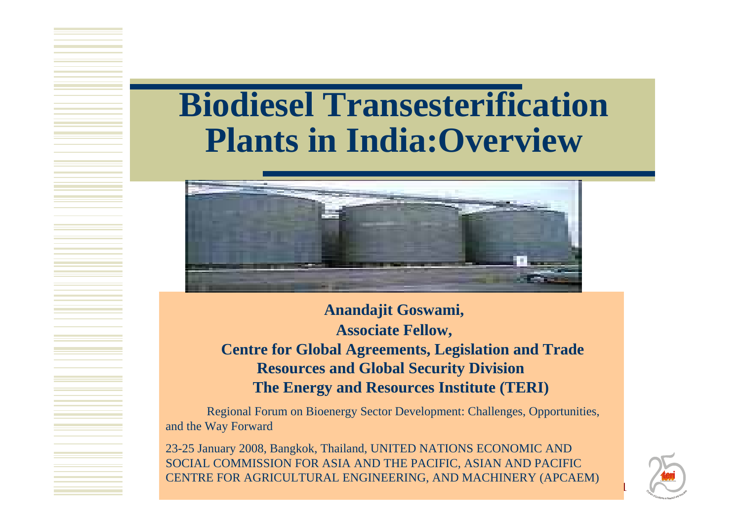# Biodiesel Transesterification Plants in India:Overview

**Anandajit Goswami,**

**Associate Fellow,**

**Centre for Global Agreements, Legislation and Trade**

**Resources and Global Security Division**

**The Energy and Resources Institute (TERI)**

Regional Forum on Bioenergy Sector Development: Challenges, Opportunities, and the Way Forward

23-25 January 2008, Bangkok, Thailand, UNITED NATIONS ECONOMIC AND SOCIAL COMMISSION FOR ASIA AND THE PACIFIC, ASIAN AND PACIFIC CENTRE FOR AGRICULTURAL ENGINEERING, AND MACHINERY (APCAEM)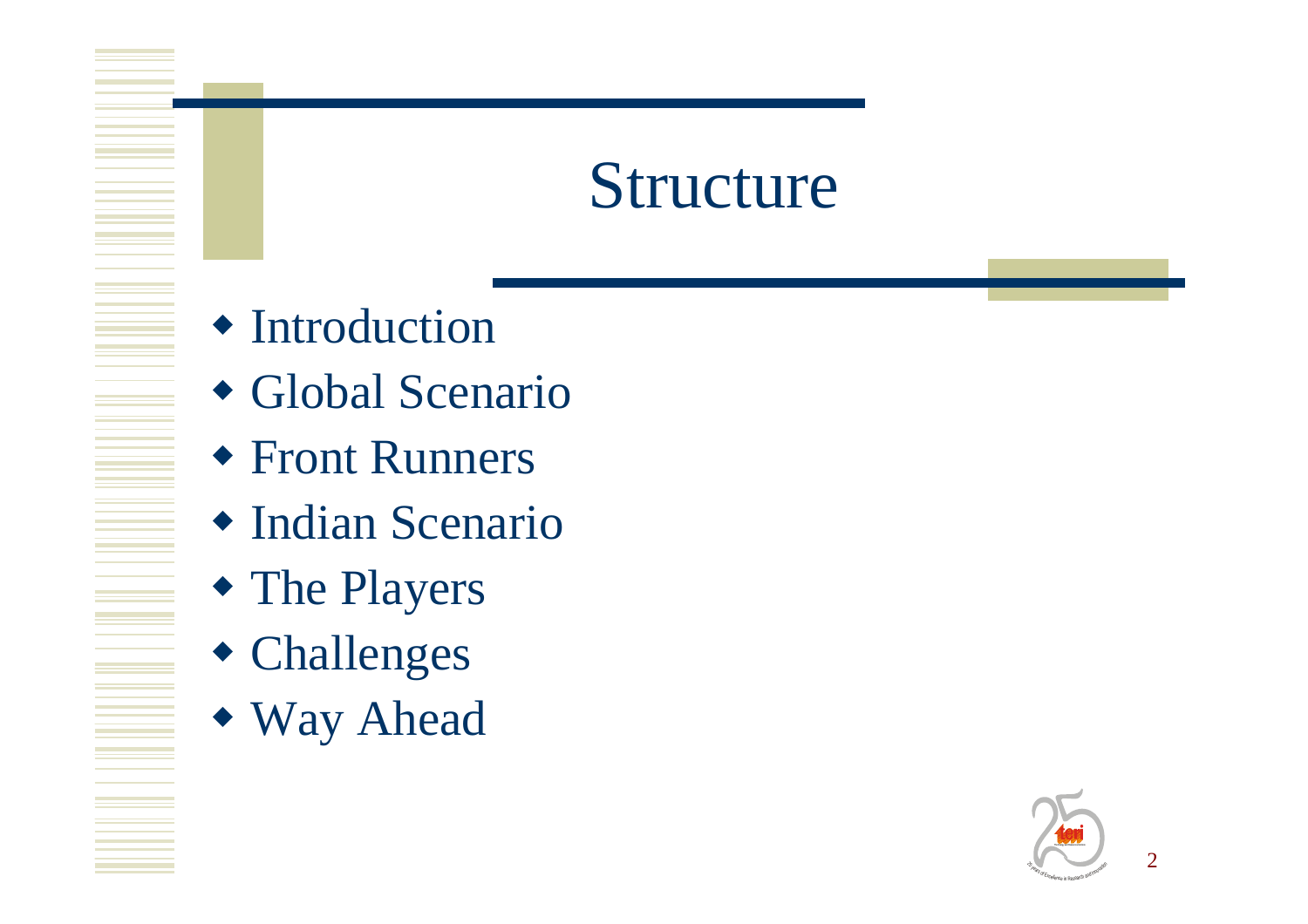# Structure

- Introduction
- Global Scenario
- Front Runners
- Indian Scenario
- The Players
- Challenges
- Way Ahead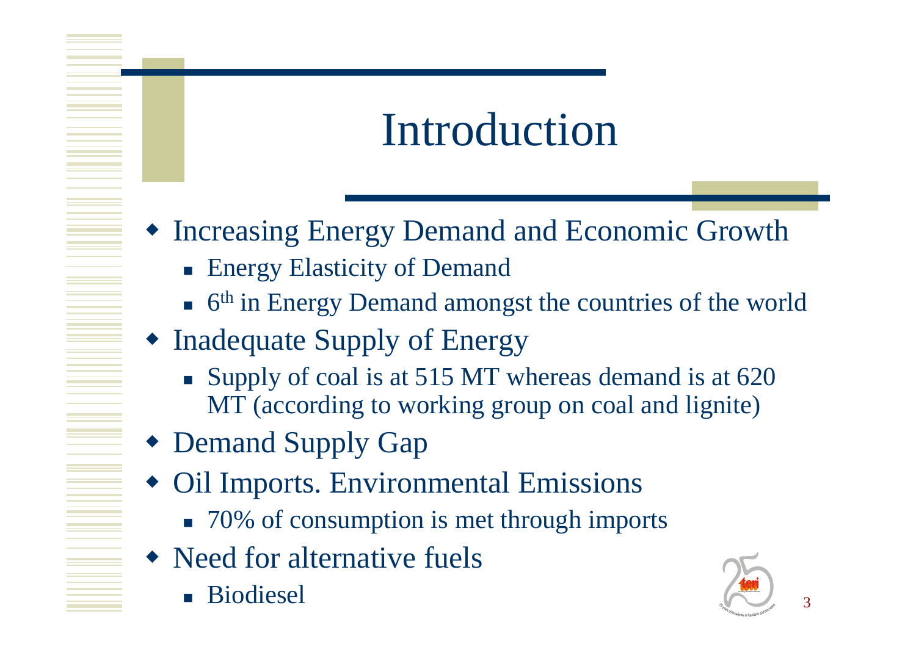# Introduction

- Increasing Energy Demand and Economic Growth
  - Energy Elasticity of Demand
  - $6^{th}$ in Energy Demand amongst the countries of the world
- Inadequate Supply of Energy
  - Supply of coal is at 515 MT whereas demand is at 620 MT (according to working group on coal and lignite)
- Demand Supply Gap
- Oil Imports. Environmental Emissions
  - 70% of consumption is met through imports
- Need for alternative fuels
  - Biodiesel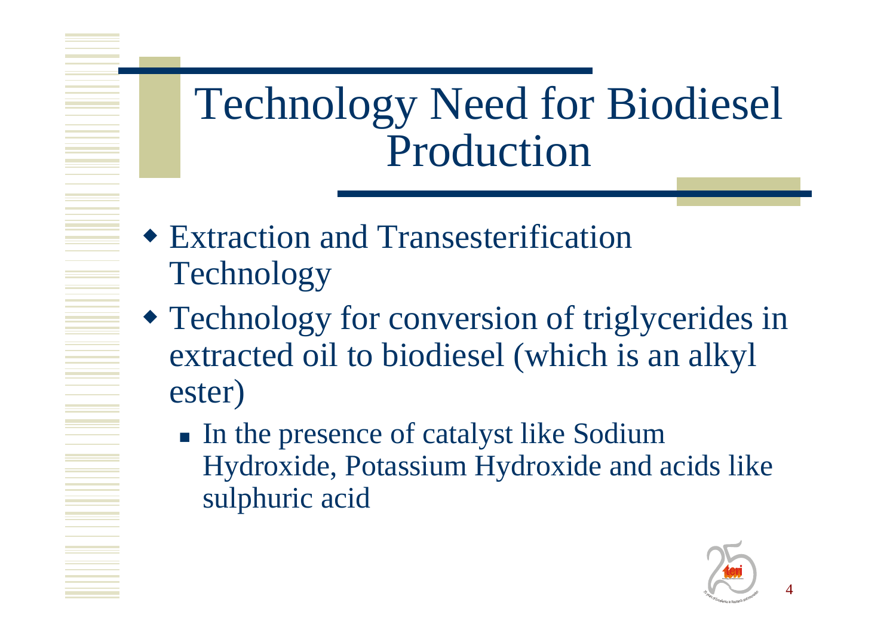# Technology Need for Biodiesel Production

- Extraction and Transesterification Technology
- Technology for conversion of triglycerides in extracted oil to biodiesel (which is an alkyl ester)
  - In the presence of catalyst like Sodium Hydroxide, Potassium Hydroxide and acids like sulphuric acid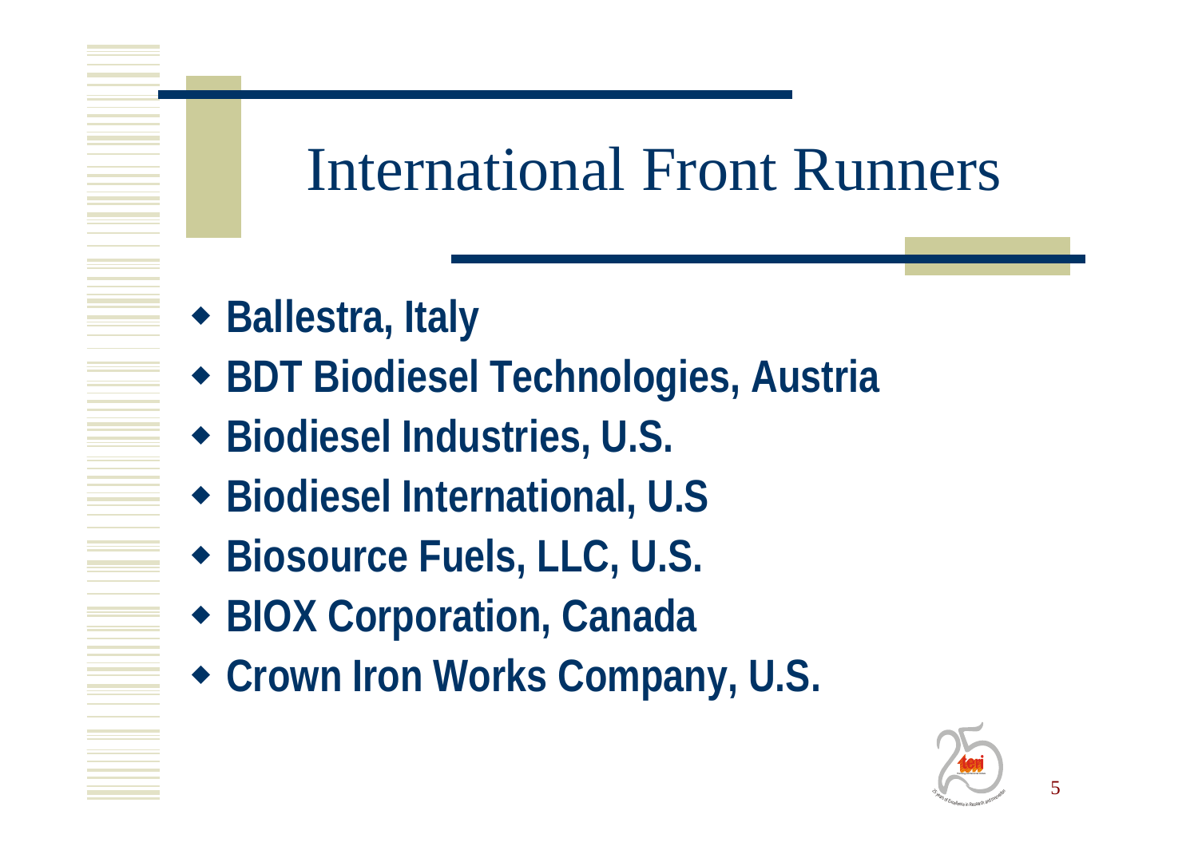# International Front Runners

- **Ballestra, Italy**
- **BDT Biodiesel Technologies, Austria**
- **Biodiesel Industries, U.S.**
- **Biodiesel International, U.S**
- **Biosource Fuels, LLC, U.S.**
- **BIOX Corporation, Canada**
- **Crown Iron Works Company, U.S.**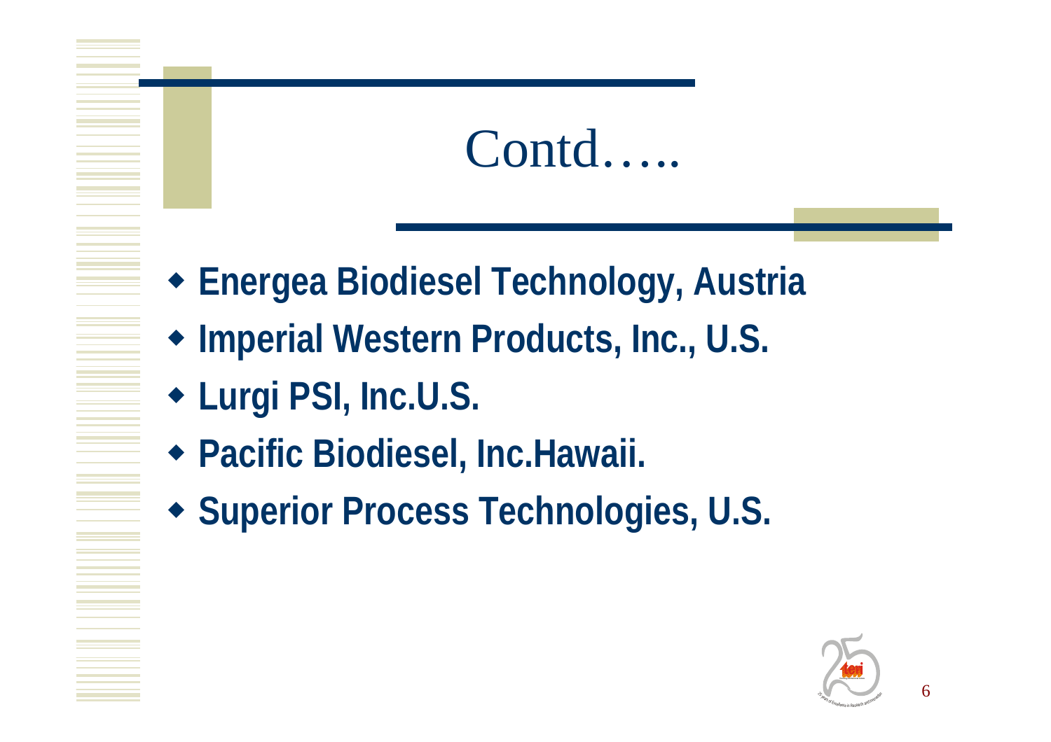# Contd…..

- **Energea Biodiesel Technology, Austria**
- **Imperial Western Products, Inc., U.S.**
- **Lurgi PSI, Inc.U.S.**
- **Pacific Biodiesel, Inc.Hawaii.**
- **Superior Process Technologies, U.S.**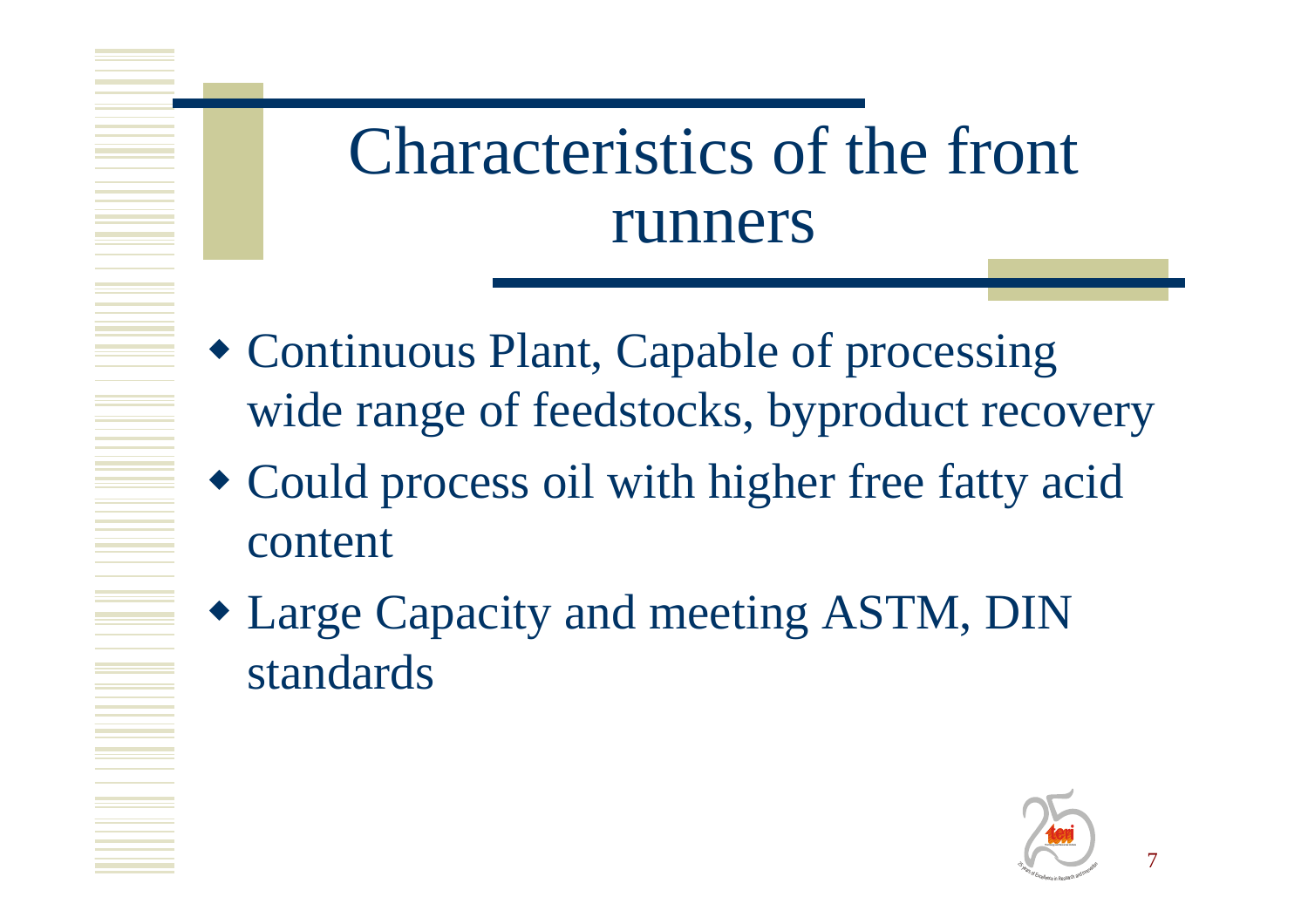# Characteristics of the front runners

- Continuous Plant, Capable of processing wide range of feedstocks, byproduct recovery
- Could process oil with higher free fatty acid content
- Large Capacity and meeting ASTM, DIN standards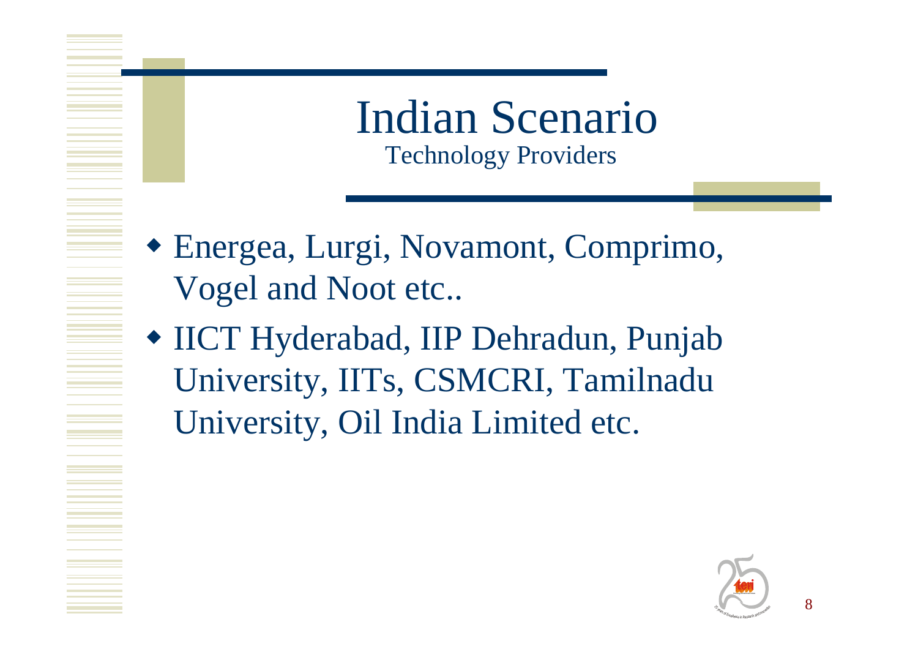# Indian Scenario

## Technology Providers

- Energea, Lurgi, Novamont, Comprimo, Vogel and Noot etc..
- IICT Hyderabad, IIP Dehradun, Punjab University, IITs, CSMCRI, Tamilnadu University, Oil India Limited etc.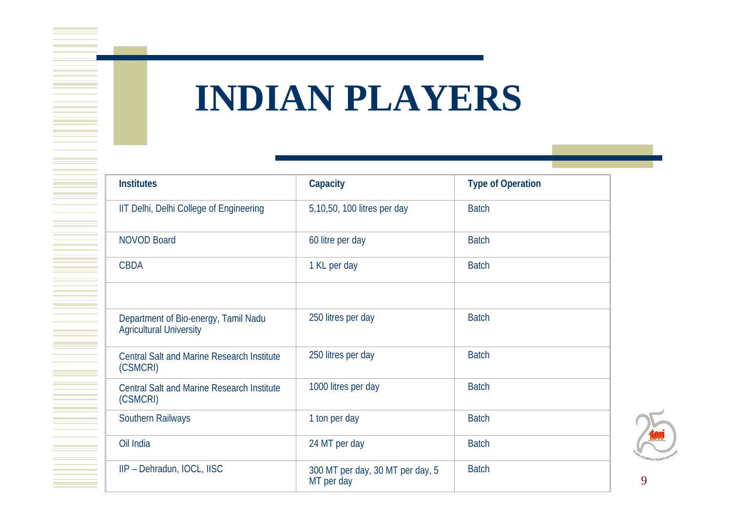# INDIAN PLAYERS

| Institutes | Capacity | Type of Operation |
|---|---|---|
| IIT Delhi, Delhi College of Engineering | 5,10,50, 100 litres per day | Batch |
| NOVOD Board | 60 litre per day | Batch |
| CBDA | 1 KL per day | Batch |
| | | |
| Department of Bio-energy, Tamil Nadu Agricultural University | 250 litres per day | Batch |
| Central Salt and Marine Research Institute (CSMCRI) | 250 litres per day | Batch |
| Central Salt and Marine Research Institute (CSMCRI) | 1000 litres per day | Batch |
| Southern Railways | 1 ton per day | Batch |
| Oil India | 24 MT per day | Batch |
| IIP – Dehradun, IOCL, IISC | 300 MT per day, 30 MT per day, 5 MT per day | Batch |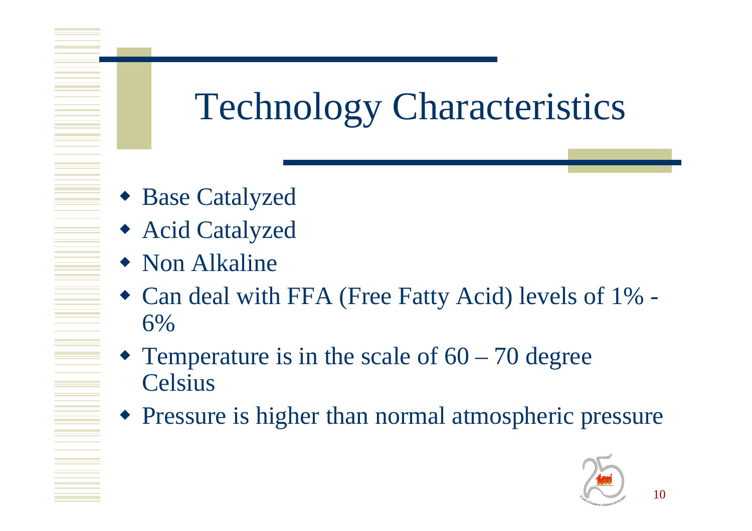# Technology Characteristics

- Base Catalyzed
- Acid Catalyzed
- Non Alkaline
- Can deal with FFA (Free Fatty Acid) levels of 1% - 6%
- Temperature is in the scale of 60 – 70 degree Celsius
- Pressure is higher than normal atmospheric pressure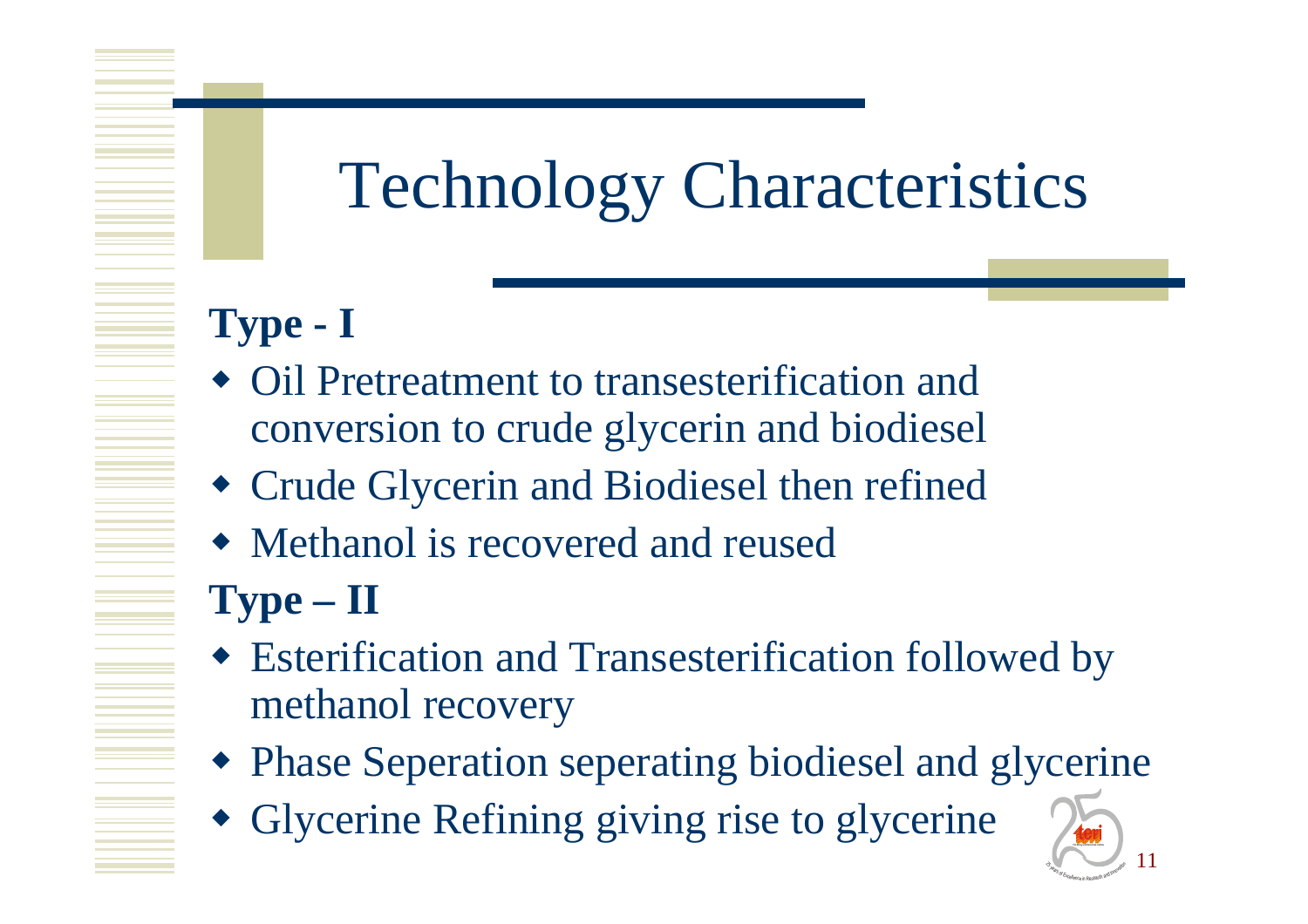# Technology Characteristics

**Type - I**

- Oil Pretreatment to transesterification and conversion to crude glycerin and biodiesel
- Crude Glycerin and Biodiesel then refined
- Methanol is recovered and reused

**Type – II**

- Esterification and Transesterification followed by methanol recovery
- Phase Seperation seperating biodiesel and glycerine
- Glycerine Refining giving rise to glycerine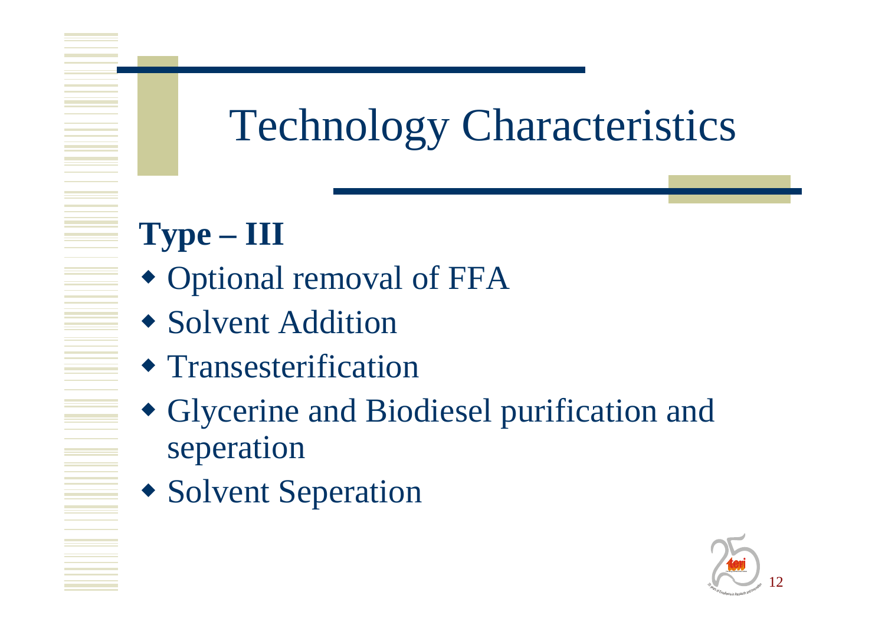# Technology Characteristics

**Type – III**

- Optional removal of FFA
- Solvent Addition
- Transesterification
- Glycerine and Biodiesel purification and seperation
- Solvent Seperation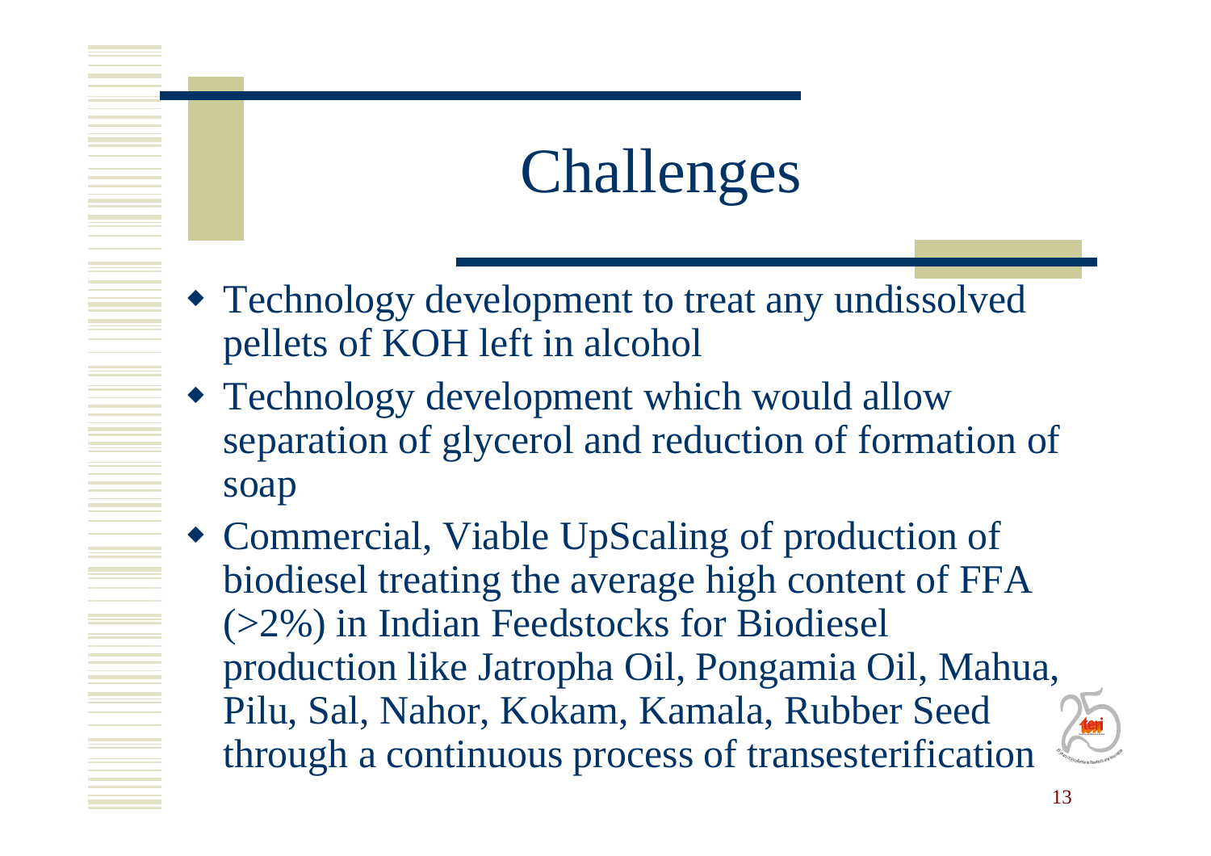# Challenges

- Technology development to treat any undissolved pellets of KOH left in alcohol
- Technology development which would allow separation of glycerol and reduction of formation of soap
- Commercial, Viable UpScaling of production of biodiesel treating the average high content of FFA (>2%) in Indian Feedstocks for Biodiesel production like Jatropha Oil, Pongamia Oil, Mahua, Pilu, Sal, Nahor, Kokam, Kamala, Rubber Seed through a continuous process of transesterification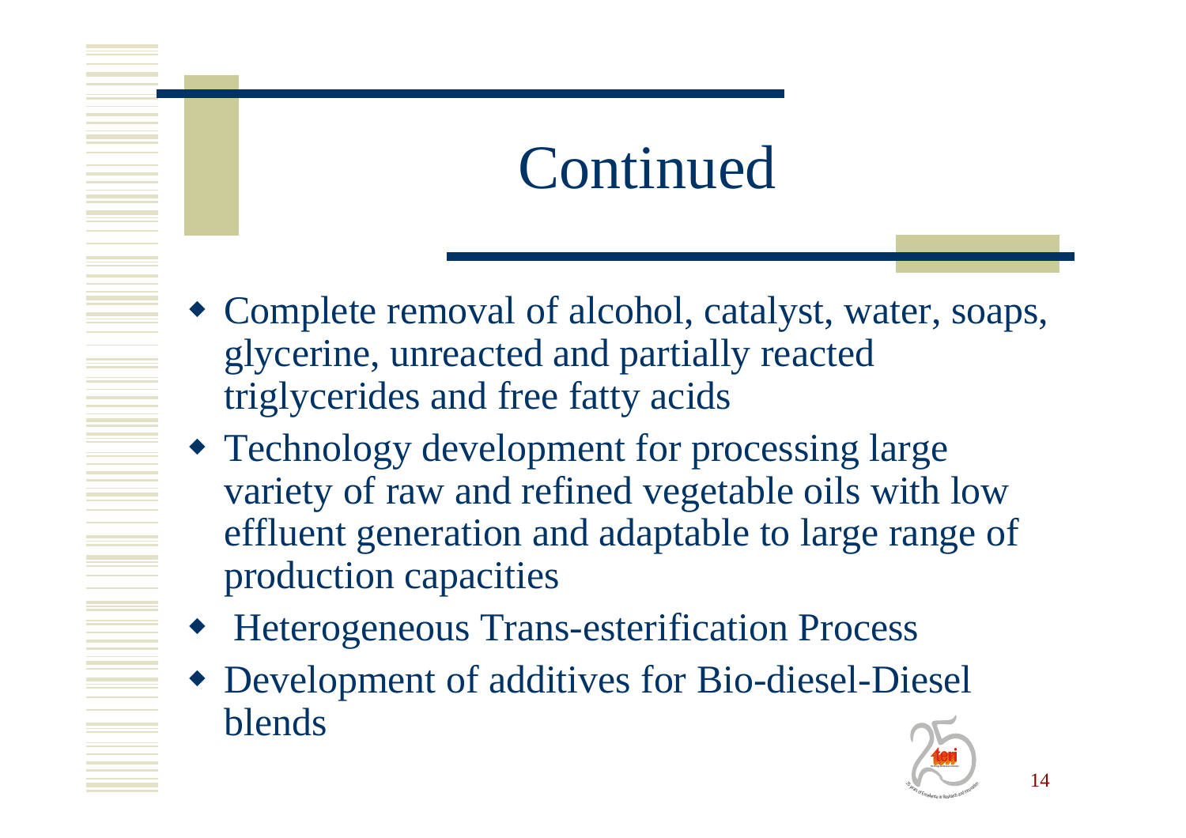# Continued

- Complete removal of alcohol, catalyst, water, soaps, glycerine, unreacted and partially reacted triglycerides and free fatty acids
- Technology development for processing large variety of raw and refined vegetable oils with low effluent generation and adaptable to large range of production capacities
- Heterogeneous Trans-esterification Process
- Development of additives for Bio-diesel-Diesel blends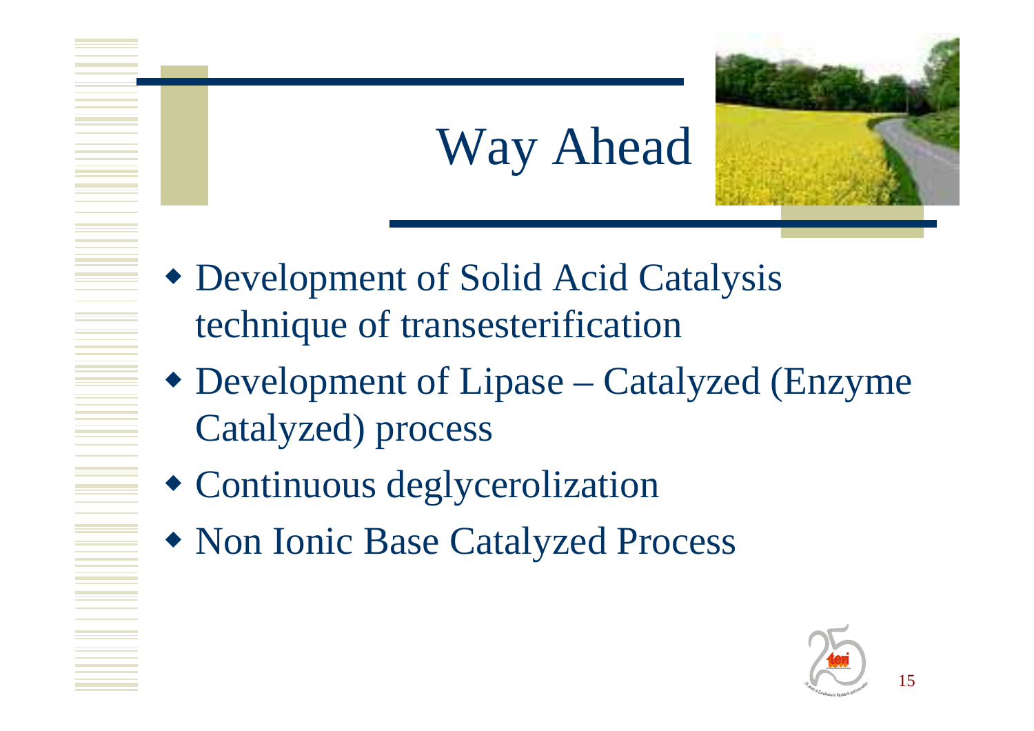# Way Ahead

- Development of Solid Acid Catalysis technique of transesterification
- Development of Lipase – Catalyzed (Enzyme Catalyzed) process
- Continuous deglycerolization
- Non Ionic Base Catalyzed Process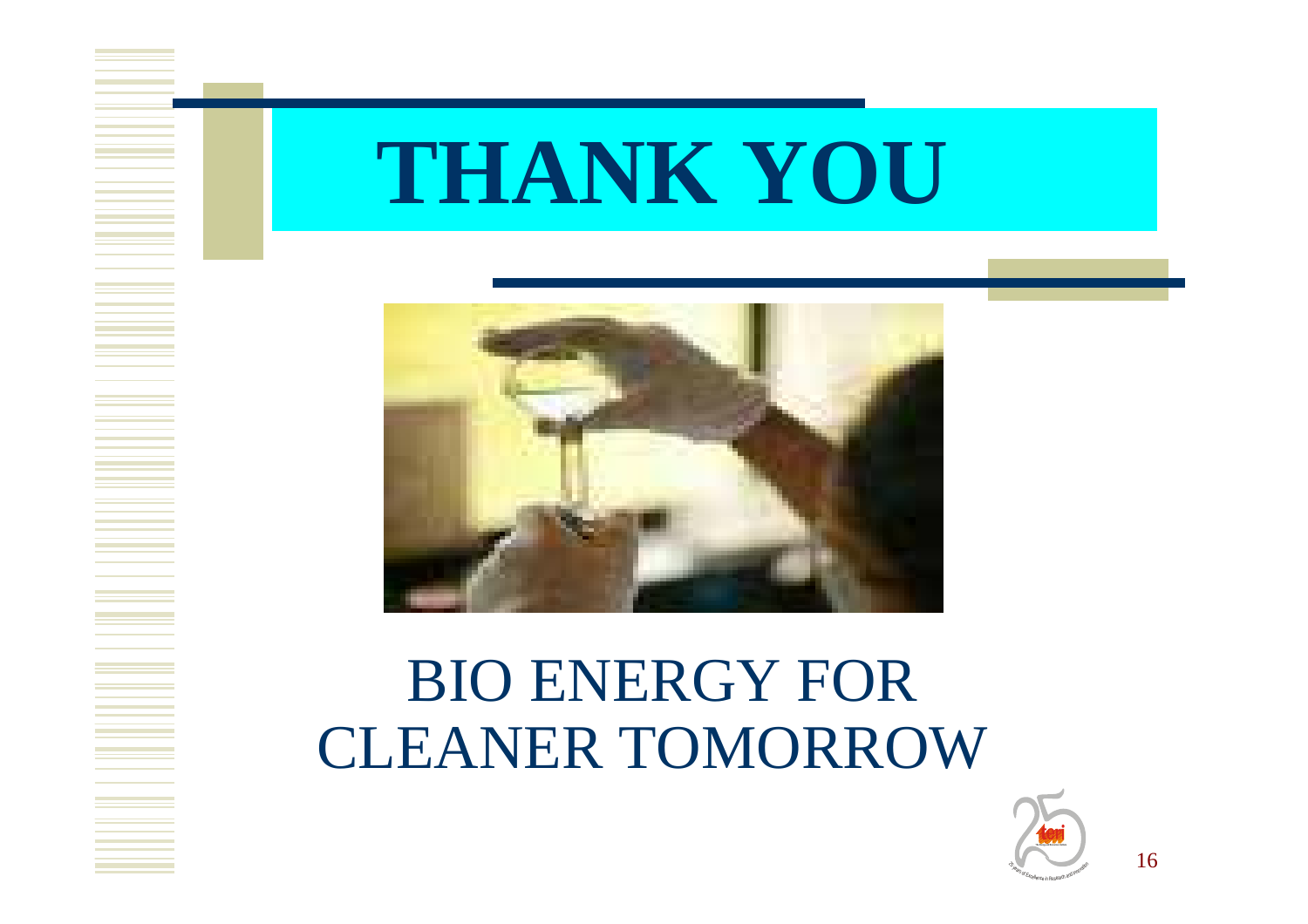# THANK YOU

BIO ENERGY FOR CLEANER TOMORROW